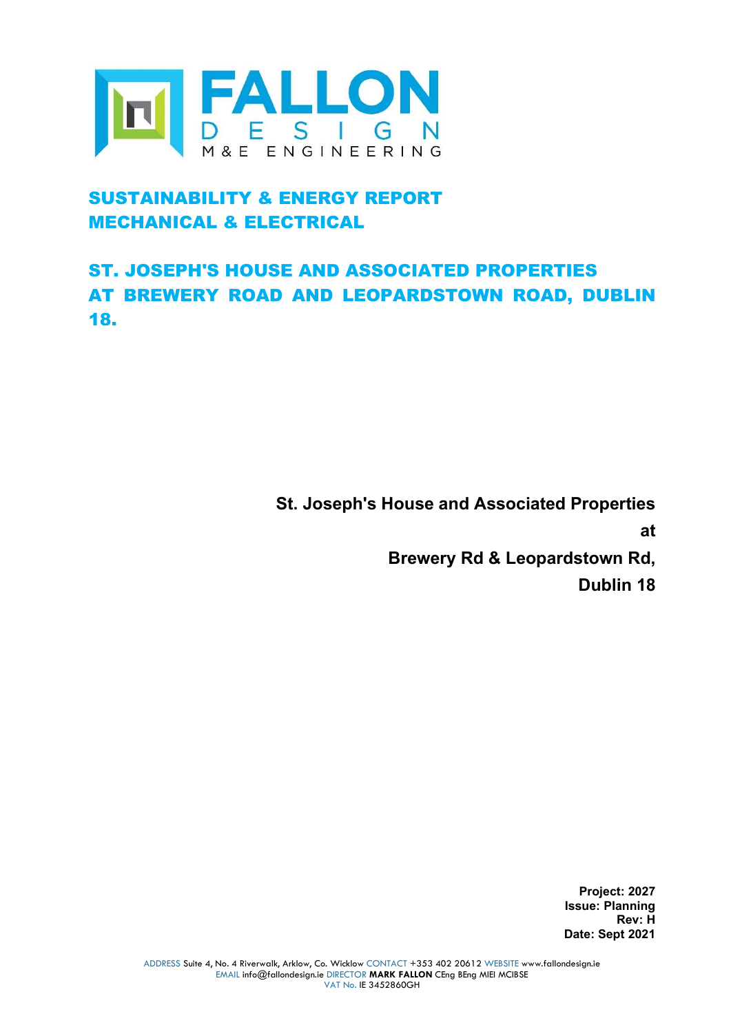FALLON DESIGN

M&E ENGINEERING

# SUSTAINABILITY & ENERGY REPORT MECHANICAL & ELECTRICAL

# ST. JOSEPH'S HOUSE AND ASSOCIATED PROPERTIES AT BREWERY ROAD AND LEOPARDSTOWN ROAD, DUBLIN 18.

**St. Joseph's House and Associated Properties**

**at**

**Brewery Rd & Leopardstown Rd,**

**Dublin 18**

**Project: 2027**
**Issue: Planning**
**Rev: H**
**Date: Sept 2021**

ADDRESS Suite 4, No. 4 Riverwalk, Arklow, Co. Wicklow CONTACT +353 402 20612 WEBSITE www.fallondesign.ie
EMAIL info@fallondesign.ie DIRECTOR **MARK FALLON** CEng BEng MIEI MCIBSE
VAT No. IE 3452860GH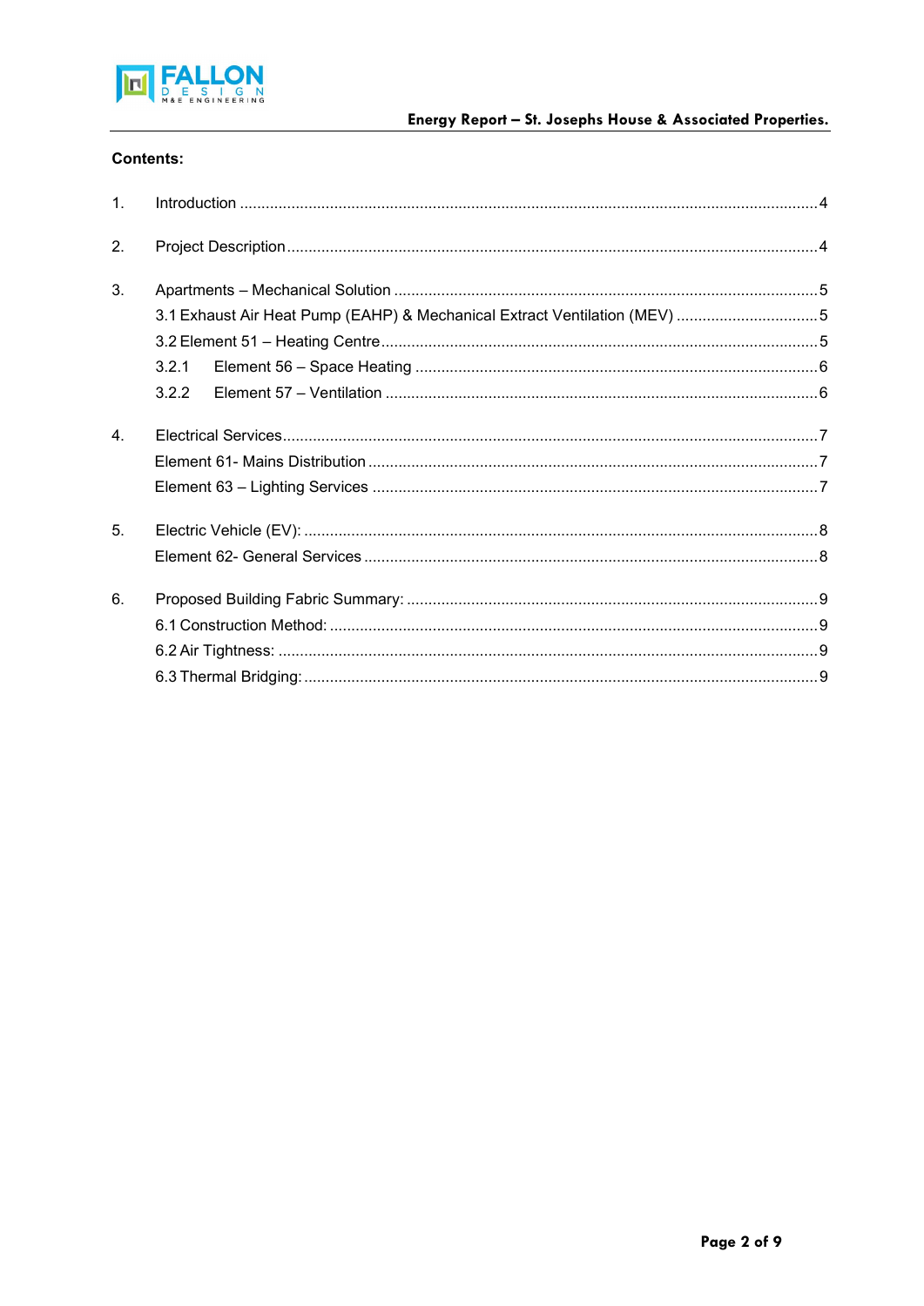**Contents:**

1. Introduction ..... 4
2. Project Description ..... 4
3. Apartments – Mechanical Solution ..... 5
   - 3.1 Exhaust Air Heat Pump (EAHP) & Mechanical Extract Ventilation (MEV) ..... 5
   - 3.2 Element 51 – Heating Centre ..... 5
   - 3.2.1 Element 56 – Space Heating ..... 6
   - 3.2.2 Element 57 – Ventilation ..... 6
4. Electrical Services ..... 7
   - Element 61- Mains Distribution ..... 7
   - Element 63 – Lighting Services ..... 7
5. Electric Vehicle (EV): ..... 8
   - Element 62- General Services ..... 8
6. Proposed Building Fabric Summary: ..... 9
   - 6.1 Construction Method: ..... 9
   - 6.2 Air Tightness: ..... 9
   - 6.3 Thermal Bridging: ..... 9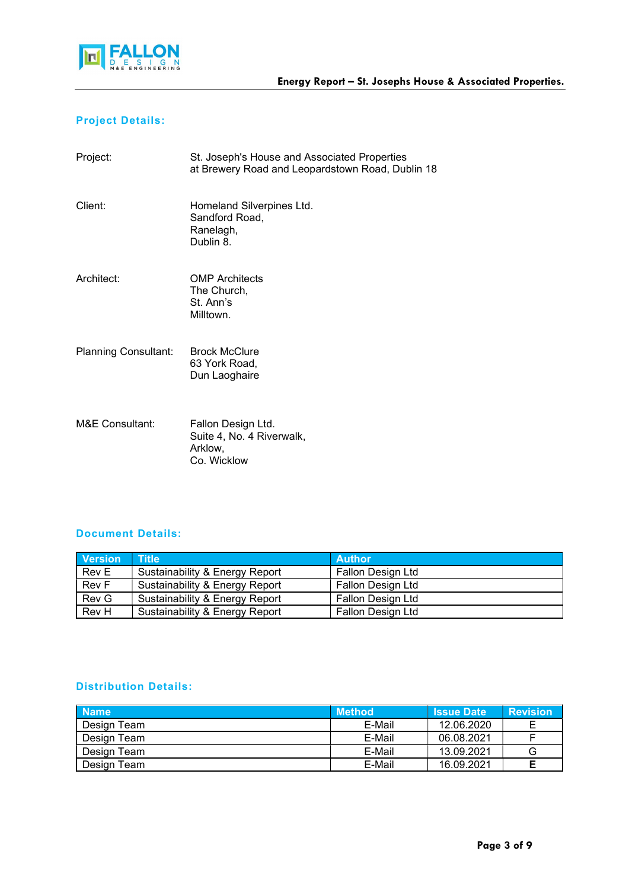## Project Details:

| | |
|---|---|
| Project: | St. Joseph's House and Associated Properties<br>at Brewery Road and Leopardstown Road, Dublin 18 |
| Client: | Homeland Silverpines Ltd.<br>Sandford Road,<br>Ranelagh,<br>Dublin 8. |
| Architect: | OMP Architects<br>The Church,<br>St. Ann's<br>Milltown. |
| Planning Consultant: | Brock McClure<br>63 York Road,<br>Dun Laoghaire |
| M&E Consultant: | Fallon Design Ltd.<br>Suite 4, No. 4 Riverwalk,<br>Arklow,<br>Co. Wicklow |

## Document Details:

| Version | Title | Author |
|---|---|---|
| Rev E | Sustainability & Energy Report | Fallon Design Ltd |
| Rev F | Sustainability & Energy Report | Fallon Design Ltd |
| Rev G | Sustainability & Energy Report | Fallon Design Ltd |
| Rev H | Sustainability & Energy Report | Fallon Design Ltd |

## Distribution Details:

| Name | Method | Issue Date | Revision |
|---|---|---|---|
| Design Team | E-Mail | 12.06.2020 | E |
| Design Team | E-Mail | 06.08.2021 | F |
| Design Team | E-Mail | 13.09.2021 | G |
| Design Team | E-Mail | 16.09.2021 | **E** |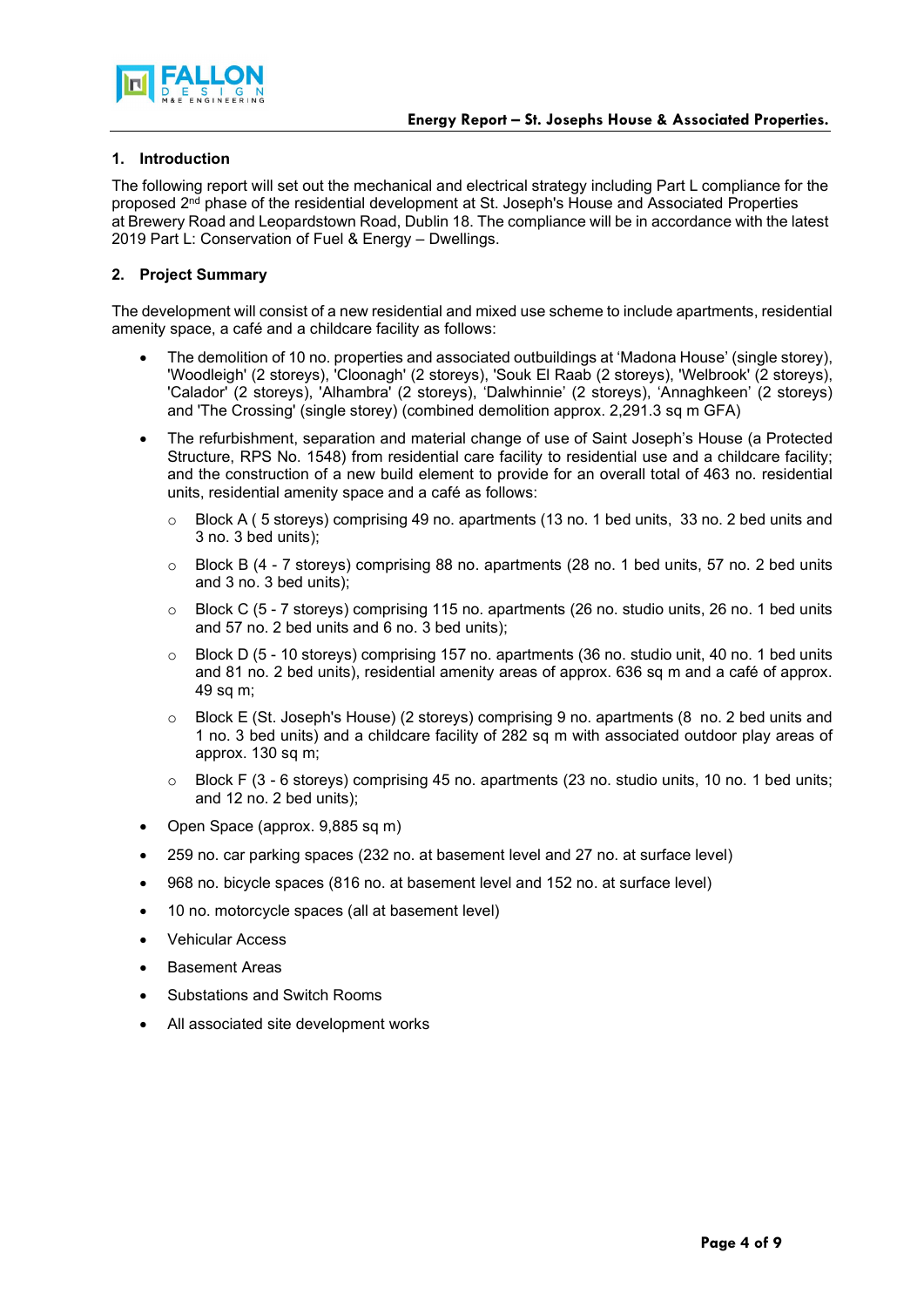## 1. Introduction

The following report will set out the mechanical and electrical strategy including Part L compliance for the proposed 2nd phase of the residential development at St. Joseph's House and Associated Properties at Brewery Road and Leopardstown Road, Dublin 18. The compliance will be in accordance with the latest 2019 Part L: Conservation of Fuel & Energy – Dwellings.

## 2. Project Summary

The development will consist of a new residential and mixed use scheme to include apartments, residential amenity space, a café and a childcare facility as follows:

- The demolition of 10 no. properties and associated outbuildings at 'Madona House' (single storey), 'Woodleigh' (2 storeys), 'Cloonagh' (2 storeys), 'Souk El Raab (2 storeys), 'Welbrook' (2 storeys), 'Calador' (2 storeys), 'Alhambra' (2 storeys), 'Dalwhinnie' (2 storeys), 'Annaghkeen' (2 storeys) and 'The Crossing' (single storey) (combined demolition approx. 2,291.3 sq m GFA)
- The refurbishment, separation and material change of use of Saint Joseph's House (a Protected Structure, RPS No. 1548) from residential care facility to residential use and a childcare facility; and the construction of a new build element to provide for an overall total of 463 no. residential units, residential amenity space and a café as follows:
  - Block A ( 5 storeys) comprising 49 no. apartments (13 no. 1 bed units, 33 no. 2 bed units and 3 no. 3 bed units);
  - Block B (4 - 7 storeys) comprising 88 no. apartments (28 no. 1 bed units, 57 no. 2 bed units and 3 no. 3 bed units);
  - Block C (5 - 7 storeys) comprising 115 no. apartments (26 no. studio units, 26 no. 1 bed units and 57 no. 2 bed units and 6 no. 3 bed units);
  - Block D (5 - 10 storeys) comprising 157 no. apartments (36 no. studio unit, 40 no. 1 bed units and 81 no. 2 bed units), residential amenity areas of approx. 636 sq m and a café of approx. 49 sq m;
  - Block E (St. Joseph's House) (2 storeys) comprising 9 no. apartments (8 no. 2 bed units and 1 no. 3 bed units) and a childcare facility of 282 sq m with associated outdoor play areas of approx. 130 sq m;
  - Block F (3 - 6 storeys) comprising 45 no. apartments (23 no. studio units, 10 no. 1 bed units; and 12 no. 2 bed units);
- Open Space (approx. 9,885 sq m)
- 259 no. car parking spaces (232 no. at basement level and 27 no. at surface level)
- 968 no. bicycle spaces (816 no. at basement level and 152 no. at surface level)
- 10 no. motorcycle spaces (all at basement level)
- Vehicular Access
- Basement Areas
- Substations and Switch Rooms
- All associated site development works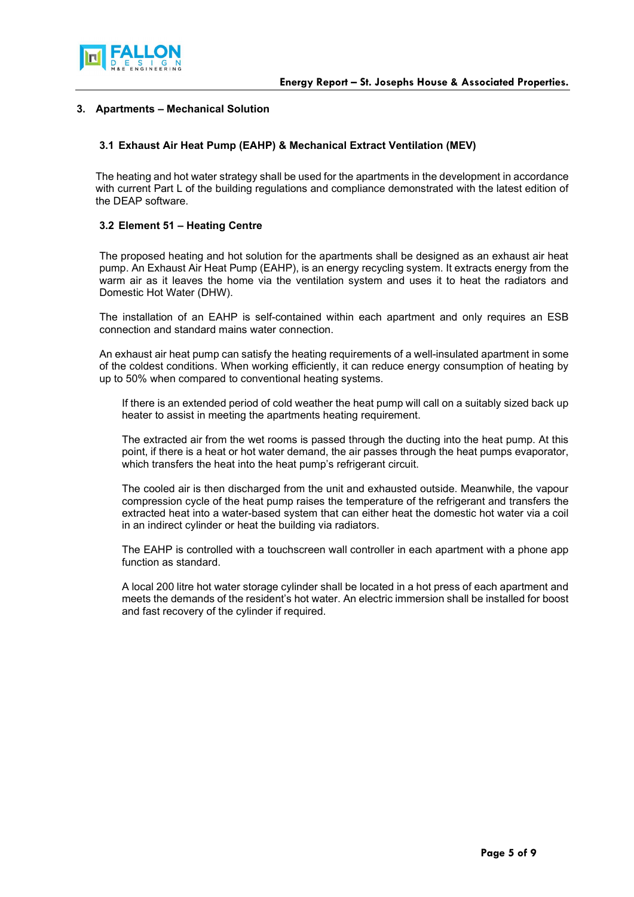## 3. Apartments – Mechanical Solution

### 3.1 Exhaust Air Heat Pump (EAHP) & Mechanical Extract Ventilation (MEV)

The heating and hot water strategy shall be used for the apartments in the development in accordance with current Part L of the building regulations and compliance demonstrated with the latest edition of the DEAP software.

### 3.2 Element 51 – Heating Centre

The proposed heating and hot solution for the apartments shall be designed as an exhaust air heat pump. An Exhaust Air Heat Pump (EAHP), is an energy recycling system. It extracts energy from the warm air as it leaves the home via the ventilation system and uses it to heat the radiators and Domestic Hot Water (DHW).

The installation of an EAHP is self-contained within each apartment and only requires an ESB connection and standard mains water connection.

An exhaust air heat pump can satisfy the heating requirements of a well-insulated apartment in some of the coldest conditions. When working efficiently, it can reduce energy consumption of heating by up to 50% when compared to conventional heating systems.

If there is an extended period of cold weather the heat pump will call on a suitably sized back up heater to assist in meeting the apartments heating requirement.

The extracted air from the wet rooms is passed through the ducting into the heat pump. At this point, if there is a heat or hot water demand, the air passes through the heat pumps evaporator, which transfers the heat into the heat pump's refrigerant circuit.

The cooled air is then discharged from the unit and exhausted outside. Meanwhile, the vapour compression cycle of the heat pump raises the temperature of the refrigerant and transfers the extracted heat into a water-based system that can either heat the domestic hot water via a coil in an indirect cylinder or heat the building via radiators.

The EAHP is controlled with a touchscreen wall controller in each apartment with a phone app function as standard.

A local 200 litre hot water storage cylinder shall be located in a hot press of each apartment and meets the demands of the resident's hot water. An electric immersion shall be installed for boost and fast recovery of the cylinder if required.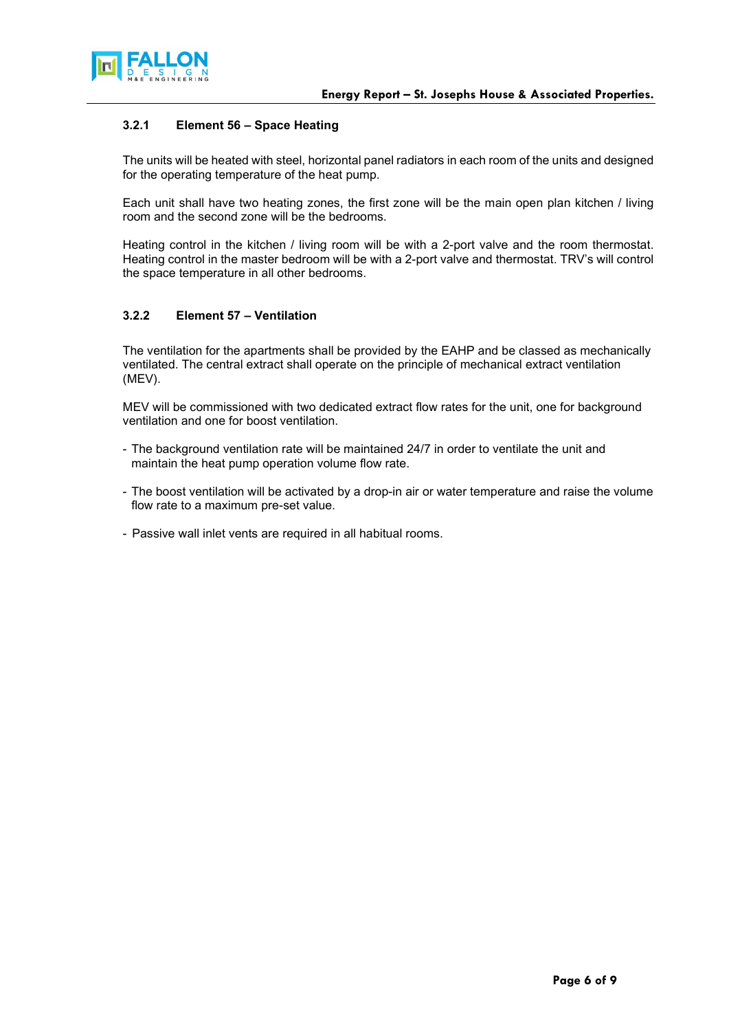### 3.2.1 Element 56 – Space Heating

The units will be heated with steel, horizontal panel radiators in each room of the units and designed for the operating temperature of the heat pump.

Each unit shall have two heating zones, the first zone will be the main open plan kitchen / living room and the second zone will be the bedrooms.

Heating control in the kitchen / living room will be with a 2-port valve and the room thermostat. Heating control in the master bedroom will be with a 2-port valve and thermostat. TRV's will control the space temperature in all other bedrooms.

### 3.2.2 Element 57 – Ventilation

The ventilation for the apartments shall be provided by the EAHP and be classed as mechanically ventilated. The central extract shall operate on the principle of mechanical extract ventilation (MEV).

MEV will be commissioned with two dedicated extract flow rates for the unit, one for background ventilation and one for boost ventilation.

- The background ventilation rate will be maintained 24/7 in order to ventilate the unit and maintain the heat pump operation volume flow rate.
- The boost ventilation will be activated by a drop-in air or water temperature and raise the volume flow rate to a maximum pre-set value.
- Passive wall inlet vents are required in all habitual rooms.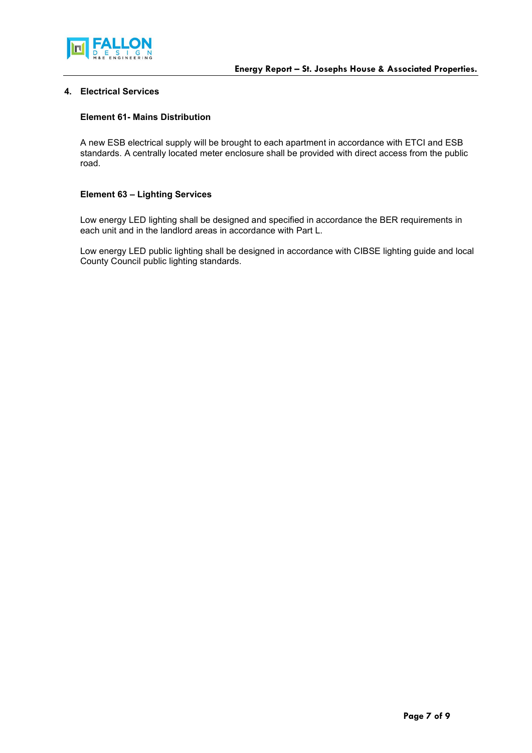## 4. Electrical Services

### Element 61- Mains Distribution

A new ESB electrical supply will be brought to each apartment in accordance with ETCI and ESB standards. A centrally located meter enclosure shall be provided with direct access from the public road.

### Element 63 – Lighting Services

Low energy LED lighting shall be designed and specified in accordance the BER requirements in each unit and in the landlord areas in accordance with Part L.

Low energy LED public lighting shall be designed in accordance with CIBSE lighting guide and local County Council public lighting standards.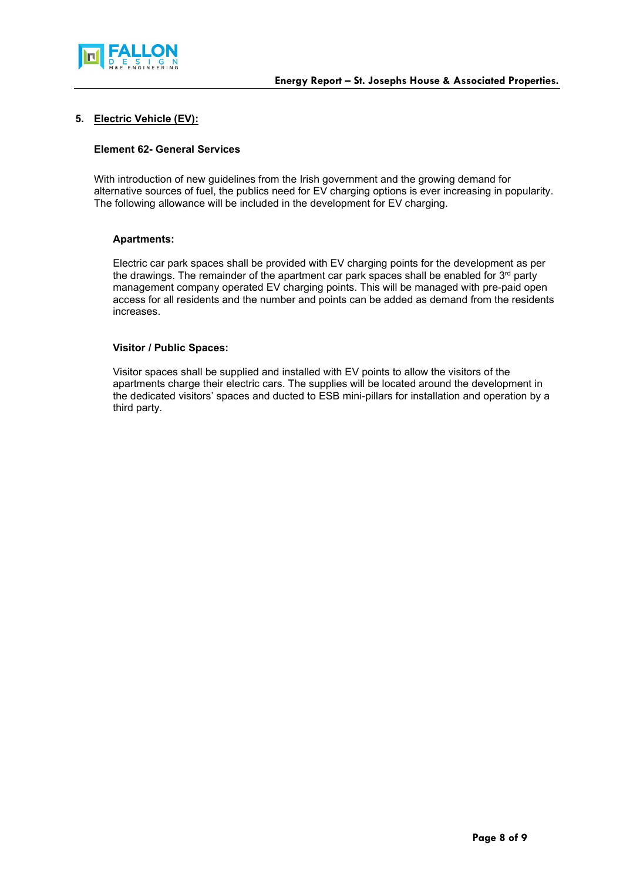## 5. Electric Vehicle (EV):

### Element 62- General Services

With introduction of new guidelines from the Irish government and the growing demand for alternative sources of fuel, the publics need for EV charging options is ever increasing in popularity. The following allowance will be included in the development for EV charging.

#### Apartments:

Electric car park spaces shall be provided with EV charging points for the development as per the drawings. The remainder of the apartment car park spaces shall be enabled for 3rd party management company operated EV charging points. This will be managed with pre-paid open access for all residents and the number and points can be added as demand from the residents increases.

#### Visitor / Public Spaces:

Visitor spaces shall be supplied and installed with EV points to allow the visitors of the apartments charge their electric cars. The supplies will be located around the development in the dedicated visitors' spaces and ducted to ESB mini-pillars for installation and operation by a third party.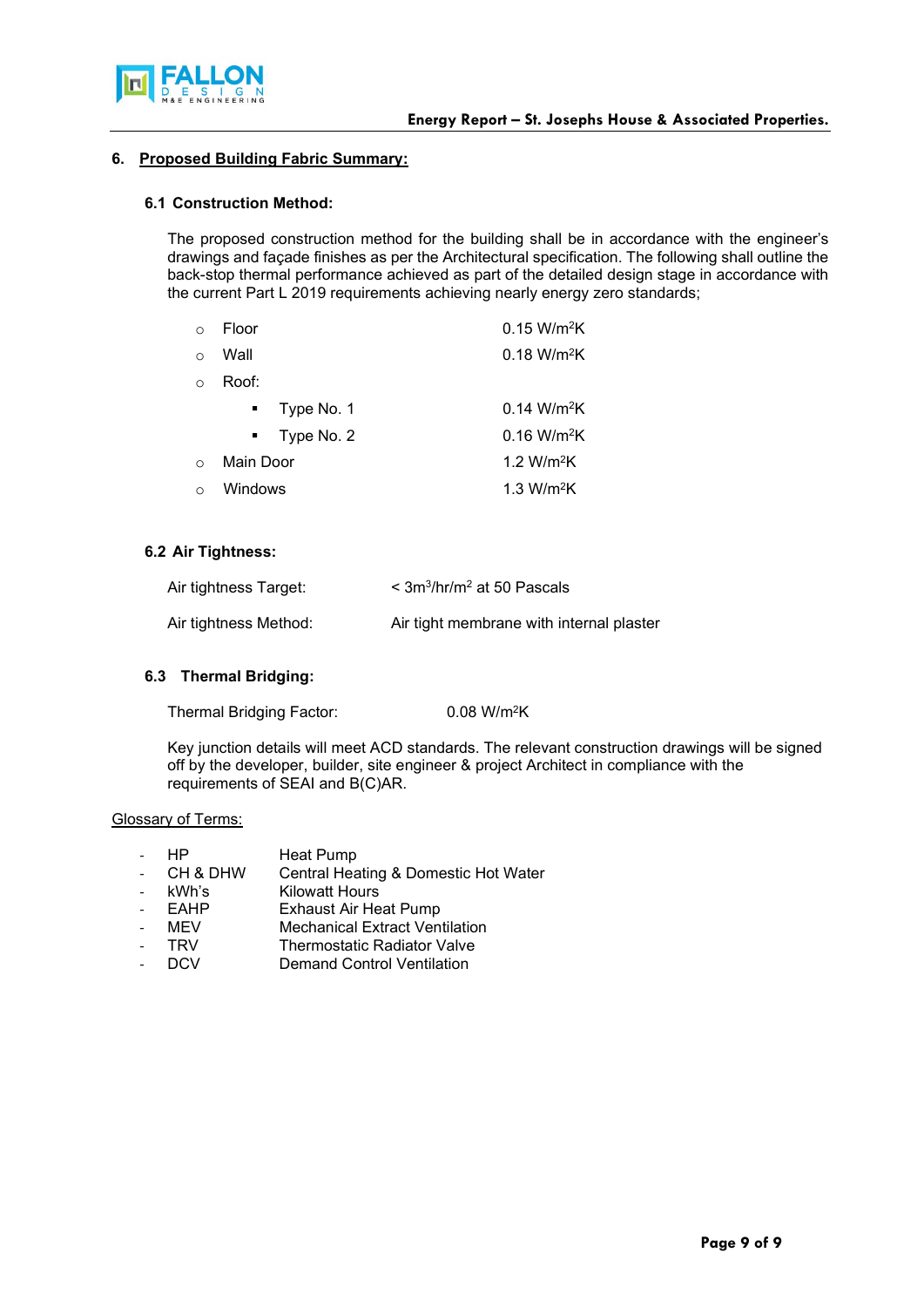## 6. Proposed Building Fabric Summary:

### 6.1 Construction Method:

The proposed construction method for the building shall be in accordance with the engineer's drawings and façade finishes as per the Architectural specification. The following shall outline the back-stop thermal performance achieved as part of the detailed design stage in accordance with the current Part L 2019 requirements achieving nearly energy zero standards;

- Floor — 0.15 W/m$^2$K
- Wall — 0.18 W/m$^2$K
- Roof:
  - Type No. 1 — 0.14 W/m$^2$K
  - Type No. 2 — 0.16 W/m$^2$K
- Main Door — 1.2 W/m$^2$K
- Windows — 1.3 W/m$^2$K

### 6.2 Air Tightness:

| | |
|---|---|
| Air tightness Target: | < 3m$^3$/hr/m$^2$ at 50 Pascals |
| Air tightness Method: | Air tight membrane with internal plaster |

### 6.3 Thermal Bridging:

Thermal Bridging Factor: 0.08 W/m$^2$K

Key junction details will meet ACD standards. The relevant construction drawings will be signed off by the developer, builder, site engineer & project Architect in compliance with the requirements of SEAI and B(C)AR.

Glossary of Terms:

- HP — Heat Pump
- CH & DHW — Central Heating & Domestic Hot Water
- kWh's — Kilowatt Hours
- EAHP — Exhaust Air Heat Pump
- MEV — Mechanical Extract Ventilation
- TRV — Thermostatic Radiator Valve
- DCV — Demand Control Ventilation